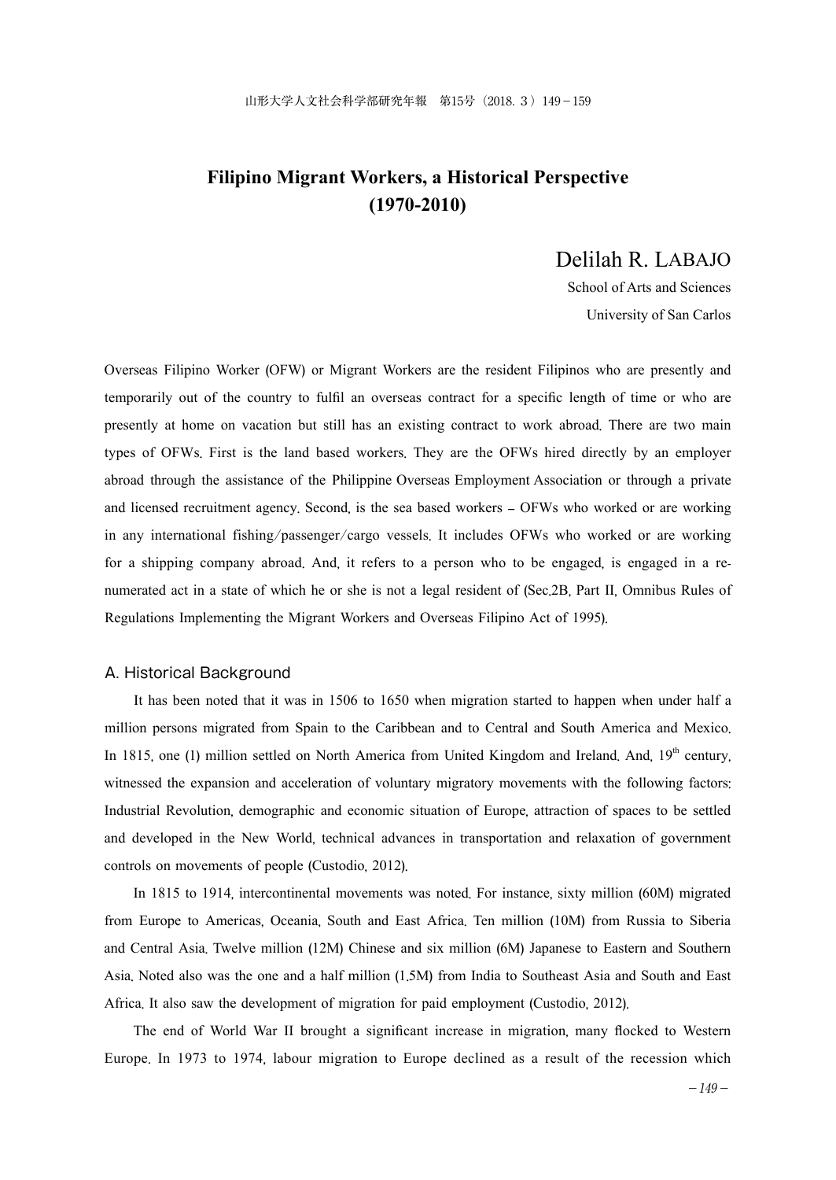# Filipino Migrant Workers, a Historical Perspective (1970-2010)

Delilah R. LABAJO

School of Arts and Sciences

University of San Carlos

Overseas Filipino Worker (OFW) or Migrant Workers are the resident Filipinos who are presently and temporarily out of the country to fulfil an overseas contract for a specific length of time or who are presently at home on vacation but still has an existing contract to work abroad. There are two main types of OFWs. First is the land based workers. They are the OFWs hired directly by an employer abroad through the assistance of the Philippine Overseas Employment Association or through a private and licensed recruitment agency. Second, is the sea based workers – OFWs who worked or are working in any international fishing/passenger/cargo vessels. It includes OFWs who worked or are working for a shipping company abroad. And, it refers to a person who to be engaged, is engaged in a re-numerated act in a state of which he or she is not a legal resident of (Sec.2B, Part II, Omnibus Rules of Regulations Implementing the Migrant Workers and Overseas Filipino Act of 1995).

## A. Historical Background

It has been noted that it was in 1506 to 1650 when migration started to happen when under half a million persons migrated from Spain to the Caribbean and to Central and South America and Mexico. In 1815, one (1) million settled on North America from United Kingdom and Ireland. And, 19th century, witnessed the expansion and acceleration of voluntary migratory movements with the following factors: Industrial Revolution, demographic and economic situation of Europe, attraction of spaces to be settled and developed in the New World, technical advances in transportation and relaxation of government controls on movements of people (Custodio, 2012).

In 1815 to 1914, intercontinental movements was noted. For instance, sixty million (60M) migrated from Europe to Americas, Oceania, South and East Africa. Ten million (10M) from Russia to Siberia and Central Asia. Twelve million (12M) Chinese and six million (6M) Japanese to Eastern and Southern Asia. Noted also was the one and a half million (1.5M) from India to Southeast Asia and South and East Africa. It also saw the development of migration for paid employment (Custodio, 2012).

The end of World War II brought a significant increase in migration, many flocked to Western Europe. In 1973 to 1974, labour migration to Europe declined as a result of the recession which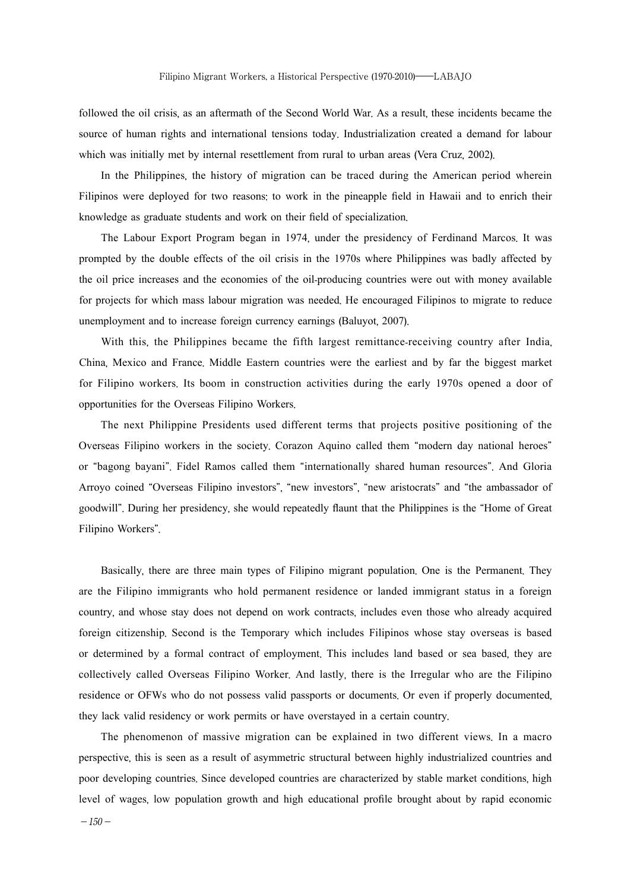followed the oil crisis, as an aftermath of the Second World War. As a result, these incidents became the source of human rights and international tensions today. Industrialization created a demand for labour which was initially met by internal resettlement from rural to urban areas (Vera Cruz, 2002).

In the Philippines, the history of migration can be traced during the American period wherein Filipinos were deployed for two reasons: to work in the pineapple field in Hawaii and to enrich their knowledge as graduate students and work on their field of specialization.

The Labour Export Program began in 1974, under the presidency of Ferdinand Marcos. It was prompted by the double effects of the oil crisis in the 1970s where Philippines was badly affected by the oil price increases and the economies of the oil-producing countries were out with money available for projects for which mass labour migration was needed. He encouraged Filipinos to migrate to reduce unemployment and to increase foreign currency earnings (Baluyot, 2007).

With this, the Philippines became the fifth largest remittance-receiving country after India, China, Mexico and France. Middle Eastern countries were the earliest and by far the biggest market for Filipino workers. Its boom in construction activities during the early 1970s opened a door of opportunities for the Overseas Filipino Workers.

The next Philippine Presidents used different terms that projects positive positioning of the Overseas Filipino workers in the society. Corazon Aquino called them "modern day national heroes" or "bagong bayani". Fidel Ramos called them "internationally shared human resources". And Gloria Arroyo coined "Overseas Filipino investors", "new investors", "new aristocrats" and "the ambassador of goodwill". During her presidency, she would repeatedly flaunt that the Philippines is the "Home of Great Filipino Workers".

Basically, there are three main types of Filipino migrant population. One is the Permanent. They are the Filipino immigrants who hold permanent residence or landed immigrant status in a foreign country, and whose stay does not depend on work contracts, includes even those who already acquired foreign citizenship. Second is the Temporary which includes Filipinos whose stay overseas is based or determined by a formal contract of employment. This includes land based or sea based, they are collectively called Overseas Filipino Worker. And lastly, there is the Irregular who are the Filipino residence or OFWs who do not possess valid passports or documents. Or even if properly documented, they lack valid residency or work permits or have overstayed in a certain country.

The phenomenon of massive migration can be explained in two different views. In a macro perspective, this is seen as a result of asymmetric structural between highly industrialized countries and poor developing countries. Since developed countries are characterized by stable market conditions, high level of wages, low population growth and high educational profile brought about by rapid economic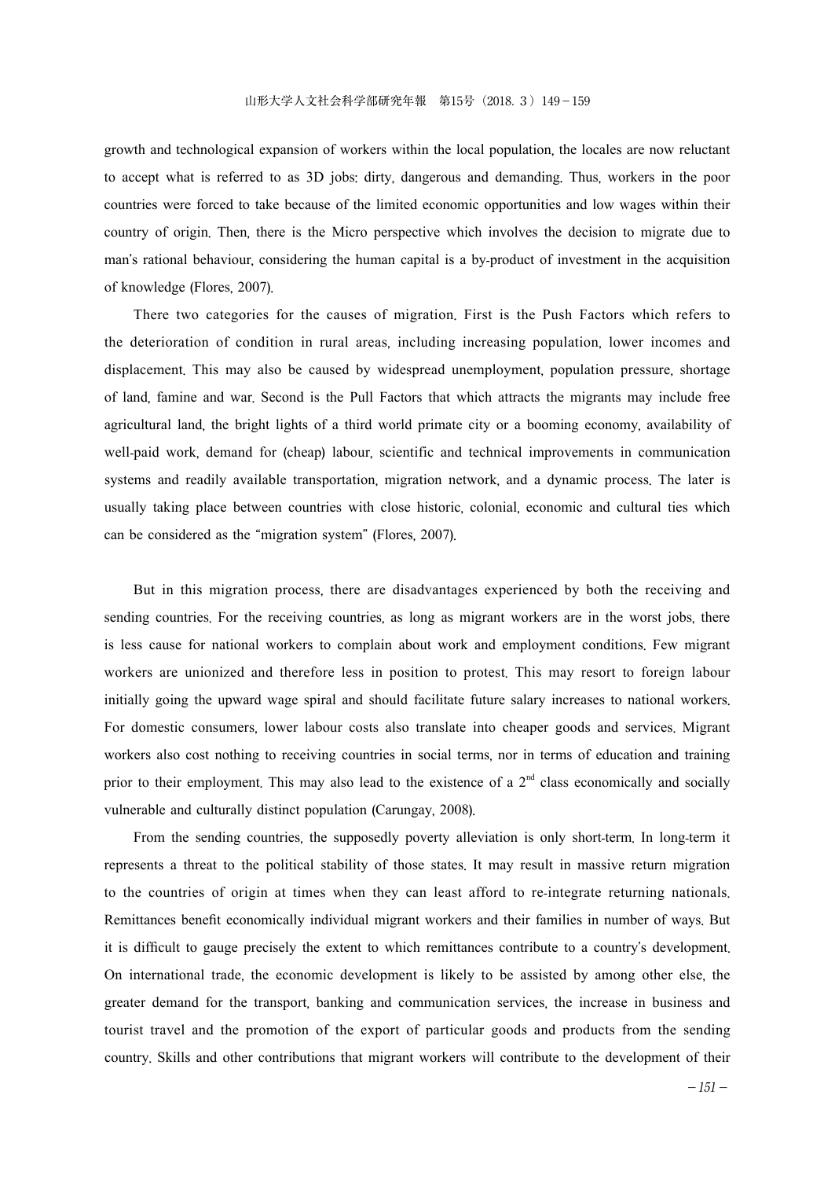growth and technological expansion of workers within the local population, the locales are now reluctant to accept what is referred to as 3D jobs: dirty, dangerous and demanding. Thus, workers in the poor countries were forced to take because of the limited economic opportunities and low wages within their country of origin. Then, there is the Micro perspective which involves the decision to migrate due to man's rational behaviour, considering the human capital is a by-product of investment in the acquisition of knowledge (Flores, 2007).

There two categories for the causes of migration. First is the Push Factors which refers to the deterioration of condition in rural areas, including increasing population, lower incomes and displacement. This may also be caused by widespread unemployment, population pressure, shortage of land, famine and war. Second is the Pull Factors that which attracts the migrants may include free agricultural land, the bright lights of a third world primate city or a booming economy, availability of well-paid work, demand for (cheap) labour, scientific and technical improvements in communication systems and readily available transportation, migration network, and a dynamic process. The later is usually taking place between countries with close historic, colonial, economic and cultural ties which can be considered as the "migration system" (Flores, 2007).

But in this migration process, there are disadvantages experienced by both the receiving and sending countries. For the receiving countries, as long as migrant workers are in the worst jobs, there is less cause for national workers to complain about work and employment conditions. Few migrant workers are unionized and therefore less in position to protest. This may resort to foreign labour initially going the upward wage spiral and should facilitate future salary increases to national workers. For domestic consumers, lower labour costs also translate into cheaper goods and services. Migrant workers also cost nothing to receiving countries in social terms, nor in terms of education and training prior to their employment. This may also lead to the existence of a 2nd class economically and socially vulnerable and culturally distinct population (Carungay, 2008).

From the sending countries, the supposedly poverty alleviation is only short-term. In long-term it represents a threat to the political stability of those states. It may result in massive return migration to the countries of origin at times when they can least afford to re-integrate returning nationals. Remittances benefit economically individual migrant workers and their families in number of ways. But it is difficult to gauge precisely the extent to which remittances contribute to a country's development. On international trade, the economic development is likely to be assisted by among other else, the greater demand for the transport, banking and communication services, the increase in business and tourist travel and the promotion of the export of particular goods and products from the sending country. Skills and other contributions that migrant workers will contribute to the development of their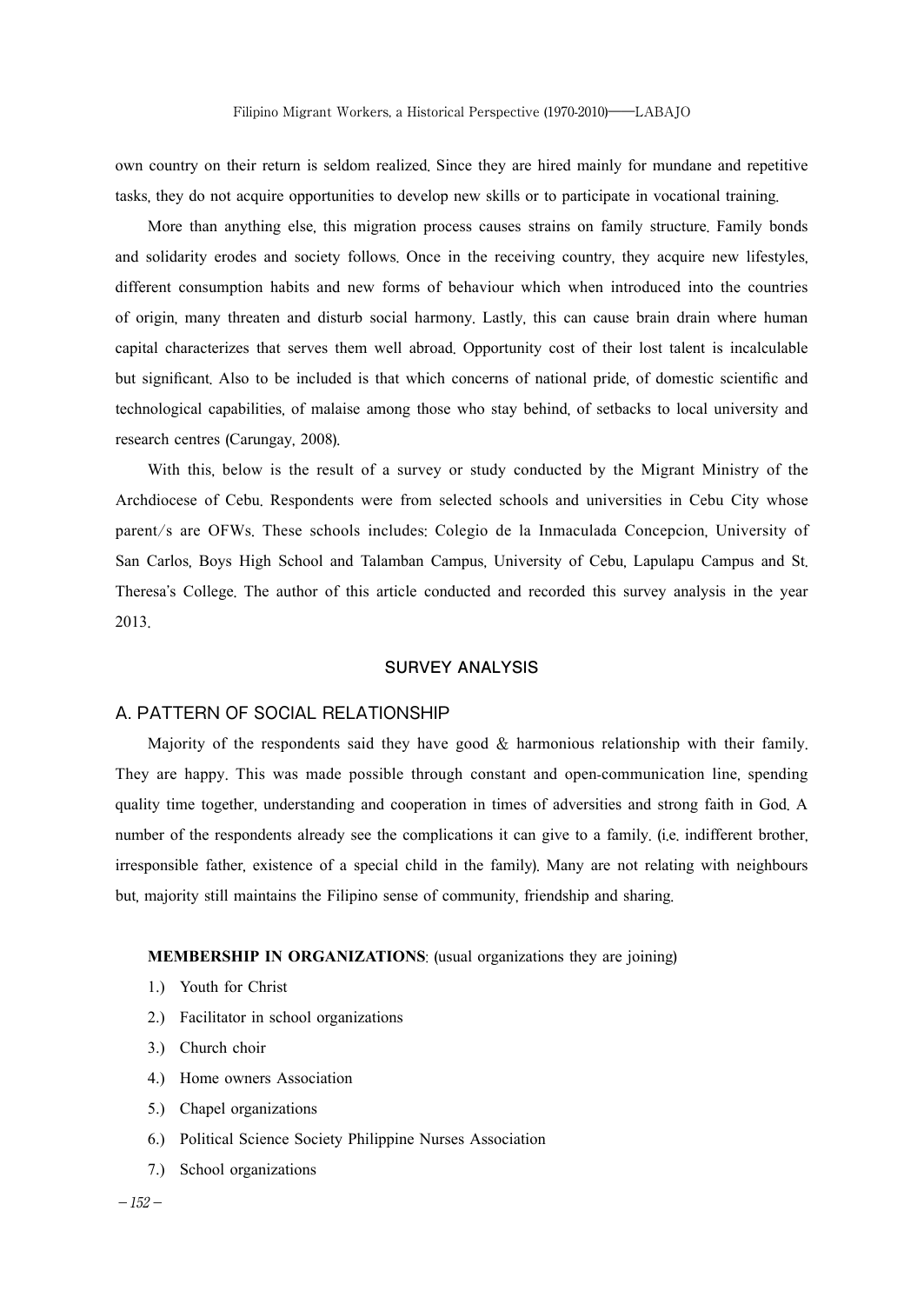own country on their return is seldom realized. Since they are hired mainly for mundane and repetitive tasks, they do not acquire opportunities to develop new skills or to participate in vocational training.

More than anything else, this migration process causes strains on family structure. Family bonds and solidarity erodes and society follows. Once in the receiving country, they acquire new lifestyles, different consumption habits and new forms of behaviour which when introduced into the countries of origin, many threaten and disturb social harmony. Lastly, this can cause brain drain where human capital characterizes that serves them well abroad. Opportunity cost of their lost talent is incalculable but significant. Also to be included is that which concerns of national pride, of domestic scientific and technological capabilities, of malaise among those who stay behind, of setbacks to local university and research centres (Carungay, 2008).

With this, below is the result of a survey or study conducted by the Migrant Ministry of the Archdiocese of Cebu. Respondents were from selected schools and universities in Cebu City whose parent/s are OFWs. These schools includes: Colegio de la Inmaculada Concepcion, University of San Carlos, Boys High School and Talamban Campus, University of Cebu, Lapulapu Campus and St. Theresa's College. The author of this article conducted and recorded this survey analysis in the year 2013.

## SURVEY ANALYSIS

### A. PATTERN OF SOCIAL RELATIONSHIP

Majority of the respondents said they have good & harmonious relationship with their family. They are happy. This was made possible through constant and open-communication line, spending quality time together, understanding and cooperation in times of adversities and strong faith in God. A number of the respondents already see the complications it can give to a family. (i.e. indifferent brother, irresponsible father, existence of a special child in the family). Many are not relating with neighbours but, majority still maintains the Filipino sense of community, friendship and sharing.

**MEMBERSHIP IN ORGANIZATIONS**: (usual organizations they are joining)

1.) Youth for Christ
2.) Facilitator in school organizations
3.) Church choir
4.) Home owners Association
5.) Chapel organizations
6.) Political Science Society Philippine Nurses Association
7.) School organizations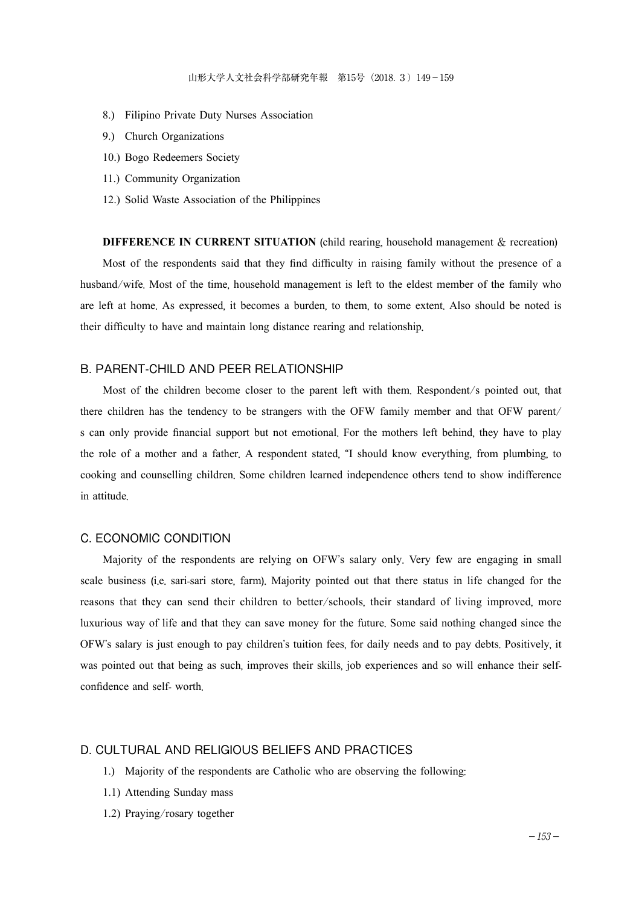8.) Filipino Private Duty Nurses Association

9.) Church Organizations

10.) Bogo Redeemers Society

11.) Community Organization

12.) Solid Waste Association of the Philippines

**DIFFERENCE IN CURRENT SITUATION** (child rearing, household management & recreation)

Most of the respondents said that they find difficulty in raising family without the presence of a husband/wife. Most of the time, household management is left to the eldest member of the family who are left at home. As expressed, it becomes a burden, to them, to some extent. Also should be noted is their difficulty to have and maintain long distance rearing and relationship.

## B. PARENT-CHILD AND PEER RELATIONSHIP

Most of the children become closer to the parent left with them. Respondent/s pointed out, that there children has the tendency to be strangers with the OFW family member and that OFW parent/s can only provide financial support but not emotional. For the mothers left behind, they have to play the role of a mother and a father. A respondent stated, "I should know everything, from plumbing, to cooking and counselling children. Some children learned independence others tend to show indifference in attitude.

## C. ECONOMIC CONDITION

Majority of the respondents are relying on OFW's salary only. Very few are engaging in small scale business (i.e. sari-sari store, farm). Majority pointed out that there status in life changed for the reasons that they can send their children to better/schools, their standard of living improved, more luxurious way of life and that they can save money for the future. Some said nothing changed since the OFW's salary is just enough to pay children's tuition fees, for daily needs and to pay debts. Positively, it was pointed out that being as such, improves their skills, job experiences and so will enhance their self-confidence and self- worth.

## D. CULTURAL AND RELIGIOUS BELIEFS AND PRACTICES

1.) Majority of the respondents are Catholic who are observing the following:

1.1) Attending Sunday mass

1.2) Praying/rosary together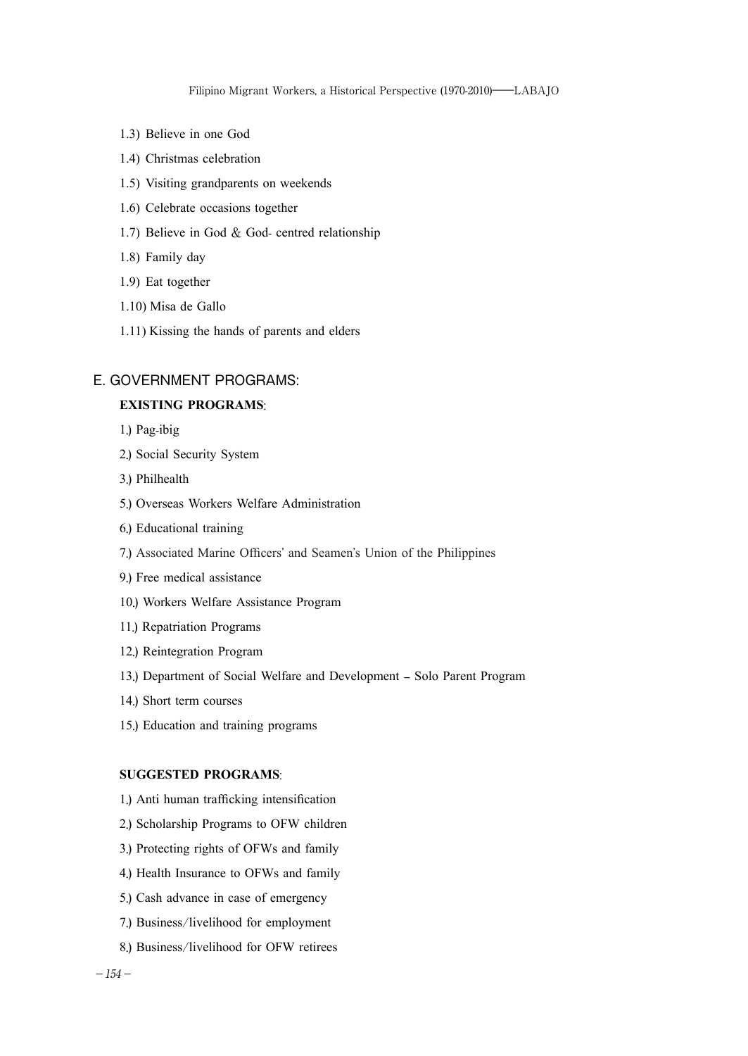1.3) Believe in one God

1.4) Christmas celebration

1.5) Visiting grandparents on weekends

1.6) Celebrate occasions together

1.7) Believe in God & God- centred relationship

1.8) Family day

1.9) Eat together

1.10) Misa de Gallo

1.11) Kissing the hands of parents and elders

## E. GOVERNMENT PROGRAMS:

**EXISTING PROGRAMS**:

1.) Pag-ibig

2.) Social Security System

3.) Philhealth

5.) Overseas Workers Welfare Administration

6.) Educational training

7.) Associated Marine Officers' and Seamen's Union of the Philippines

9.) Free medical assistance

10.) Workers Welfare Assistance Program

11.) Repatriation Programs

12.) Reintegration Program

13.) Department of Social Welfare and Development – Solo Parent Program

14.) Short term courses

15.) Education and training programs

**SUGGESTED PROGRAMS**:

1.) Anti human trafficking intensification

2.) Scholarship Programs to OFW children

3.) Protecting rights of OFWs and family

4.) Health Insurance to OFWs and family

5.) Cash advance in case of emergency

7.) Business/livelihood for employment

8.) Business/livelihood for OFW retirees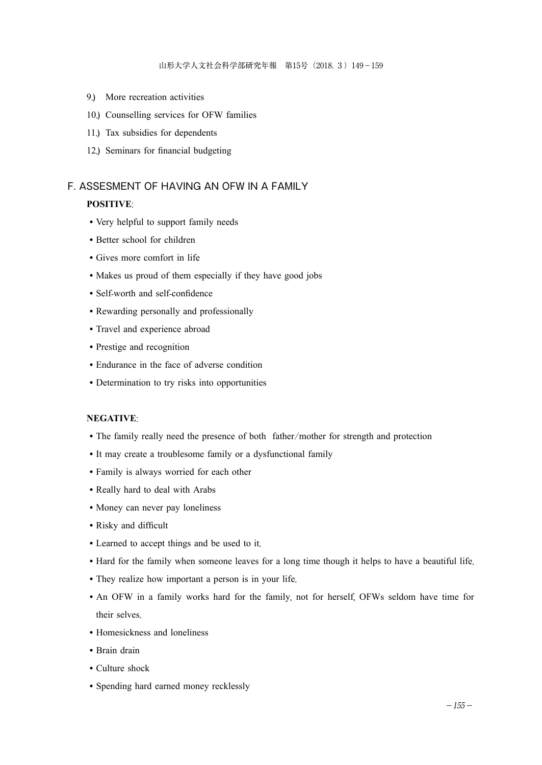9.) More recreation activities

10.) Counselling services for OFW families

11.) Tax subsidies for dependents

12.) Seminars for financial budgeting

## F. ASSESMENT OF HAVING AN OFW IN A FAMILY

**POSITIVE**:

- Very helpful to support family needs
- Better school for children
- Gives more comfort in life
- Makes us proud of them especially if they have good jobs
- Self-worth and self-confidence
- Rewarding personally and professionally
- Travel and experience abroad
- Prestige and recognition
- Endurance in the face of adverse condition
- Determination to try risks into opportunities

**NEGATIVE**:

- The family really need the presence of both father/mother for strength and protection
- It may create a troublesome family or a dysfunctional family
- Family is always worried for each other
- Really hard to deal with Arabs
- Money can never pay loneliness
- Risky and difficult
- Learned to accept things and be used to it.
- Hard for the family when someone leaves for a long time though it helps to have a beautiful life.
- They realize how important a person is in your life.
- An OFW in a family works hard for the family, not for herself, OFWs seldom have time for their selves.
- Homesickness and loneliness
- Brain drain
- Culture shock
- Spending hard earned money recklessly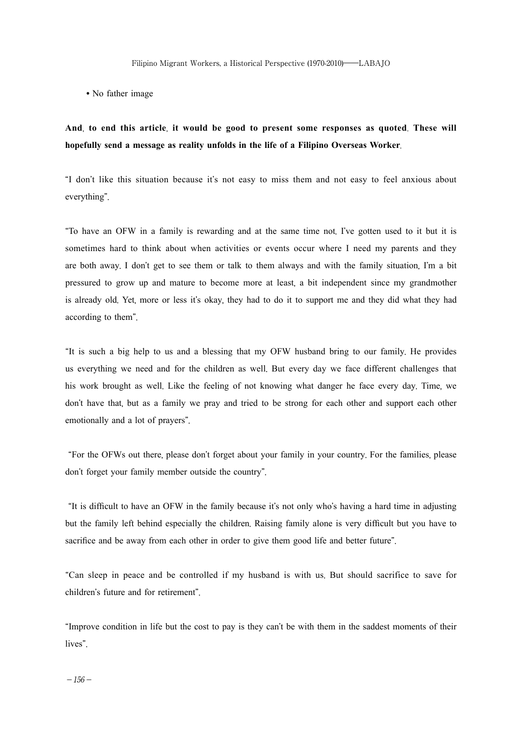- No father image

**And, to end this article, it would be good to present some responses as quoted. These will hopefully send a message as reality unfolds in the life of a Filipino Overseas Worker.**

"I don't like this situation because it's not easy to miss them and not easy to feel anxious about everything".

"To have an OFW in a family is rewarding and at the same time not. I've gotten used to it but it is sometimes hard to think about when activities or events occur where I need my parents and they are both away. I don't get to see them or talk to them always and with the family situation, I'm a bit pressured to grow up and mature to become more at least, a bit independent since my grandmother is already old. Yet, more or less it's okay, they had to do it to support me and they did what they had according to them".

"It is such a big help to us and a blessing that my OFW husband bring to our family. He provides us everything we need and for the children as well. But every day we face different challenges that his work brought as well. Like the feeling of not knowing what danger he face every day. Time, we don't have that, but as a family we pray and tried to be strong for each other and support each other emotionally and a lot of prayers".

"For the OFWs out there, please don't forget about your family in your country. For the families, please don't forget your family member outside the country".

"It is difficult to have an OFW in the family because it's not only who's having a hard time in adjusting but the family left behind especially the children. Raising family alone is very difficult but you have to sacrifice and be away from each other in order to give them good life and better future".

"Can sleep in peace and be controlled if my husband is with us. But should sacrifice to save for children's future and for retirement".

"Improve condition in life but the cost to pay is they can't be with them in the saddest moments of their lives".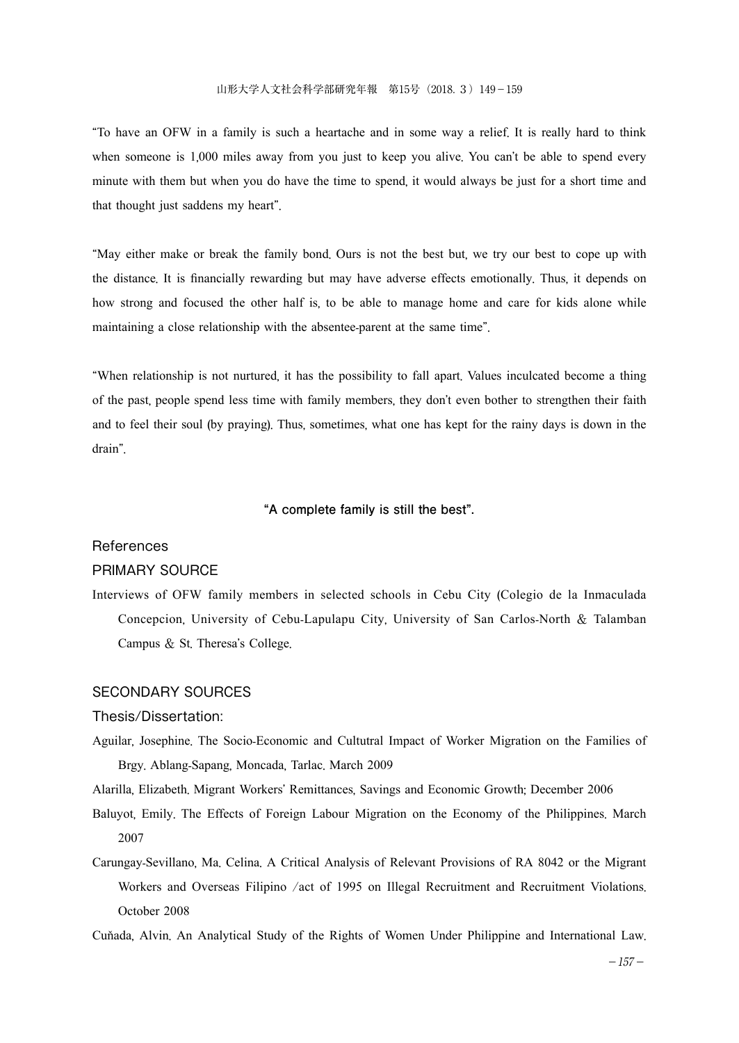"To have an OFW in a family is such a heartache and in some way a relief. It is really hard to think when someone is 1,000 miles away from you just to keep you alive. You can't be able to spend every minute with them but when you do have the time to spend, it would always be just for a short time and that thought just saddens my heart".

"May either make or break the family bond. Ours is not the best but, we try our best to cope up with the distance. It is financially rewarding but may have adverse effects emotionally. Thus, it depends on how strong and focused the other half is, to be able to manage home and care for kids alone while maintaining a close relationship with the absentee-parent at the same time".

"When relationship is not nurtured, it has the possibility to fall apart. Values inculcated become a thing of the past, people spend less time with family members, they don't even bother to strengthen their faith and to feel their soul (by praying). Thus, sometimes, what one has kept for the rainy days is down in the drain".

**"A complete family is still the best".**

## References

### PRIMARY SOURCE

Interviews of OFW family members in selected schools in Cebu City (Colegio de la Inmaculada Concepcion, University of Cebu-Lapulapu City, University of San Carlos-North & Talamban Campus & St. Theresa's College.

### SECONDARY SOURCES

#### Thesis/Dissertation:

Aguilar, Josephine. The Socio-Economic and Cultutral Impact of Worker Migration on the Families of Brgy. Ablang-Sapang, Moncada, Tarlac. March 2009

Alarilla, Elizabeth. Migrant Workers' Remittances, Savings and Economic Growth; December 2006

Baluyot, Emily. The Effects of Foreign Labour Migration on the Economy of the Philippines. March 2007

Carungay-Sevillano, Ma. Celina. A Critical Analysis of Relevant Provisions of RA 8042 or the Migrant Workers and Overseas Filipino /act of 1995 on Illegal Recruitment and Recruitment Violations. October 2008

Cuňada, Alvin. An Analytical Study of the Rights of Women Under Philippine and International Law.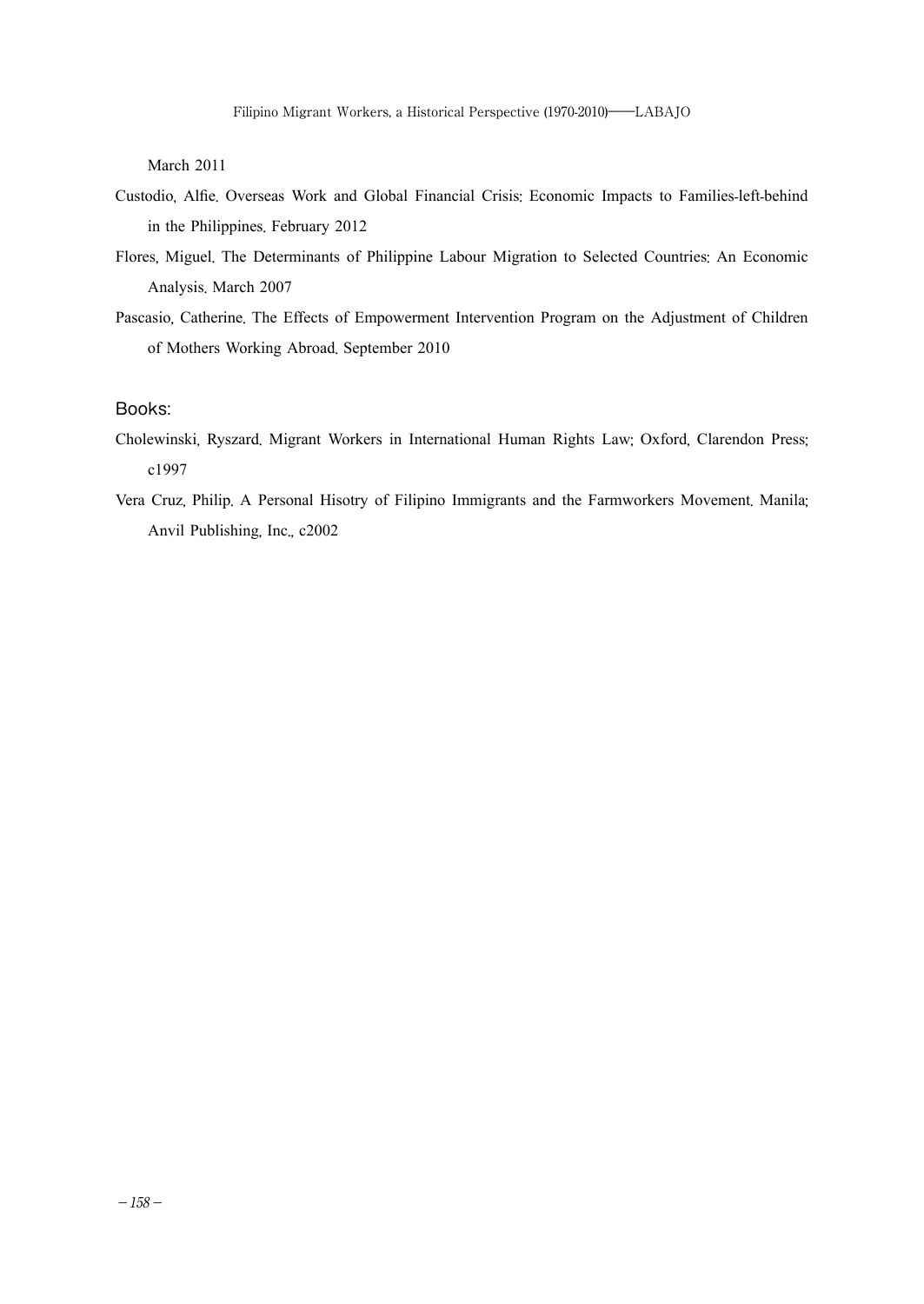March 2011

Custodio, Alfie. Overseas Work and Global Financial Crisis: Economic Impacts to Families-left-behind in the Philippines. February 2012

Flores, Miguel. The Determinants of Philippine Labour Migration to Selected Countries: An Economic Analysis. March 2007

Pascasio, Catherine. The Effects of Empowerment Intervention Program on the Adjustment of Children of Mothers Working Abroad. September 2010

## Books:

Cholewinski, Ryszard. Migrant Workers in International Human Rights Law; Oxford, Clarendon Press; c1997

Vera Cruz, Philip. A Personal Hisotry of Filipino Immigrants and the Farmworkers Movement. Manila; Anvil Publishing, Inc., c2002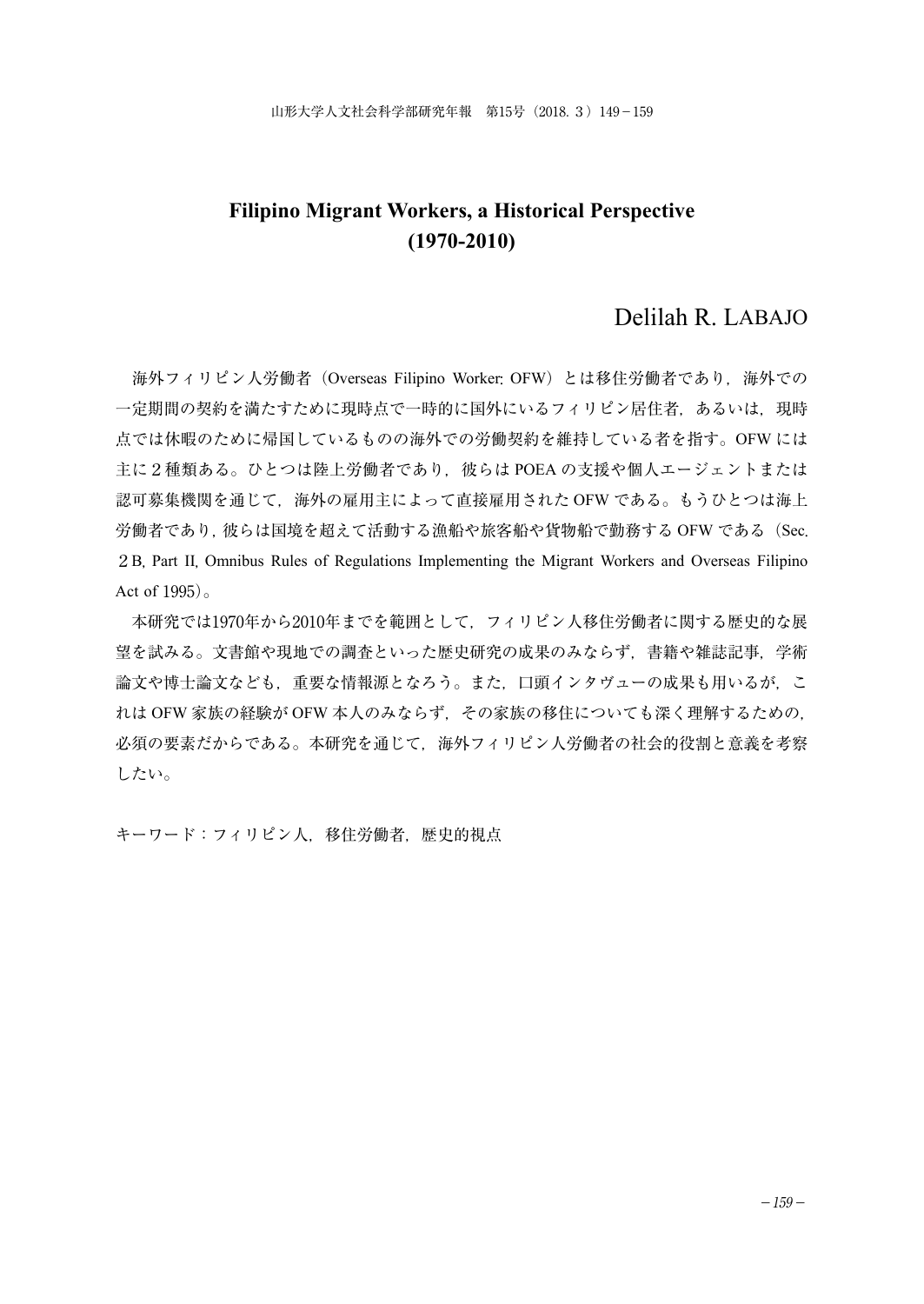# Filipino Migrant Workers, a Historical Perspective (1970-2010)

Delilah R. LABAJO

海外フィリピン人労働者（Overseas Filipino Worker: OFW）とは移住労働者であり，海外での一定期間の契約を満たすために現時点で一時的に国外にいるフィリピン居住者，あるいは，現時点では休暇のために帰国しているものの海外での労働契約を維持している者を指す。OFW には主に２種類ある。ひとつは陸上労働者であり，彼らは POEA の支援や個人エージェントまたは認可募集機関を通じて，海外の雇用主によって直接雇用された OFW である。もうひとつは海上労働者であり，彼らは国境を超えて活動する漁船や旅客船や貨物船で勤務する OFW である（Sec. ２B, Part II, Omnibus Rules of Regulations Implementing the Migrant Workers and Overseas Filipino Act of 1995）。

本研究では1970年から2010年までを範囲として，フィリピン人移住労働者に関する歴史的な展望を試みる。文書館や現地での調査といった歴史研究の成果のみならず，書籍や雑誌記事，学術論文や博士論文なども，重要な情報源となろう。また，口頭インタヴューの成果も用いるが，これは OFW 家族の経験が OFW 本人のみならず，その家族の移住についても深く理解するための，必須の要素だからである。本研究を通じて，海外フィリピン人労働者の社会的役割と意義を考察したい。

キーワード：フィリピン人，移住労働者，歴史的視点